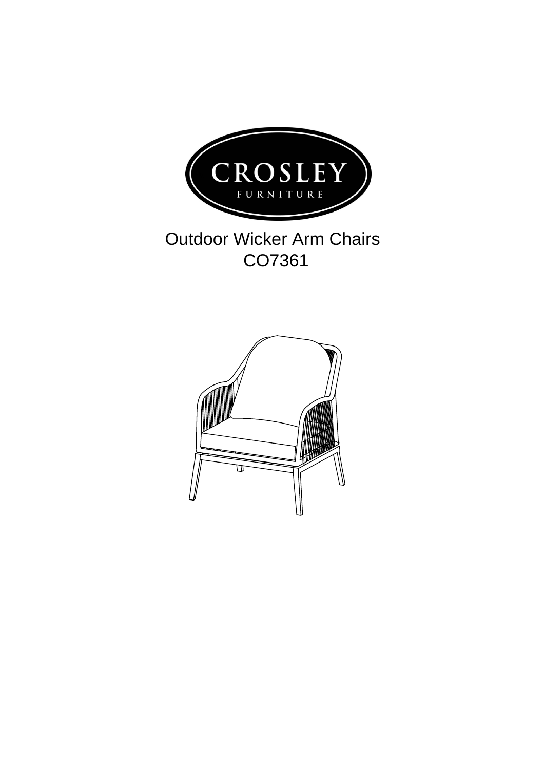CROSLEY

FURNITURE

# Outdoor Wicker Arm Chairs

## CO7361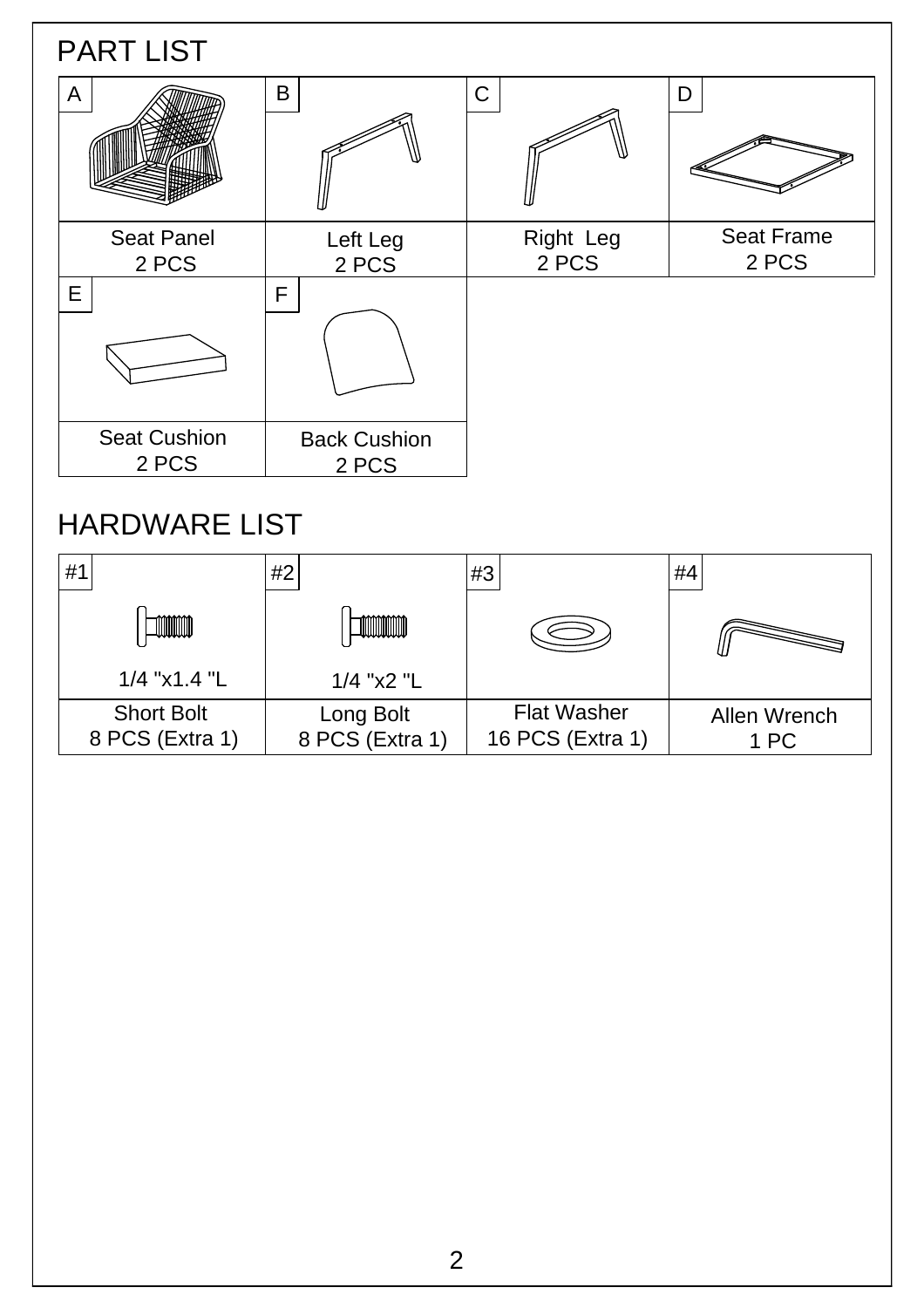## PART LIST

| A | B | C | D |
|---|---|---|---|
| Seat Panel 2 PCS | Left Leg 2 PCS | Right Leg 2 PCS | Seat Frame 2 PCS |

| E | F |
|---|---|
| Seat Cushion 2 PCS | Back Cushion 2 PCS |

## HARDWARE LIST

| #1 | #2 | #3 | #4 |
|---|---|---|---|
| 1/4 "x1.4 "L | 1/4 "x2 "L | | |
| Short Bolt 8 PCS (Extra 1) | Long Bolt 8 PCS (Extra 1) | Flat Washer 16 PCS (Extra 1) | Allen Wrench 1 PC |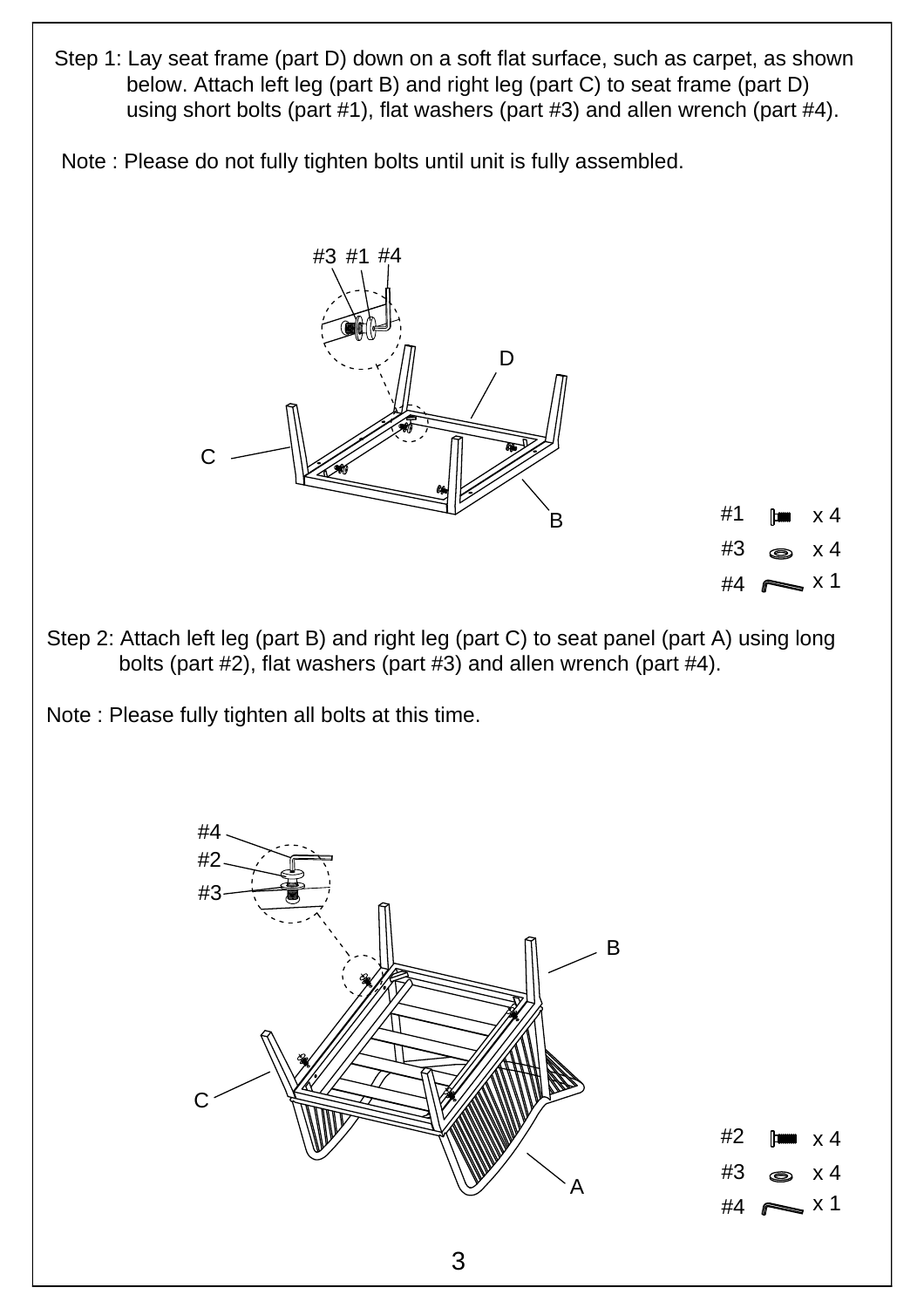Step 1: Lay seat frame (part D) down on a soft flat surface, such as carpet, as shown below. Attach left leg (part B) and right leg (part C) to seat frame (part D) using short bolts (part #1), flat washers (part #3) and allen wrench (part #4).

Note : Please do not fully tighten bolts until unit is fully assembled.

| Part | Qty |
| --- | --- |
| #1 | x 4 |
| #3 | x 4 |
| #4 | x 1 |

Step 2: Attach left leg (part B) and right leg (part C) to seat panel (part A) using long bolts (part #2), flat washers (part #3) and allen wrench (part #4).

Note : Please fully tighten all bolts at this time.

| Part | Qty |
| --- | --- |
| #2 | x 4 |
| #3 | x 4 |
| #4 | x 1 |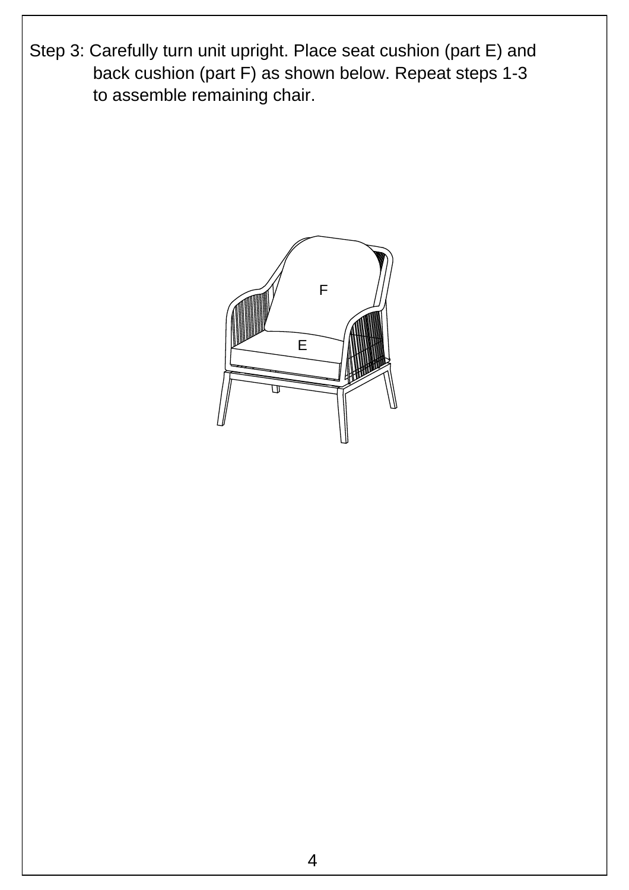Step 3: Carefully turn unit upright. Place seat cushion (part E) and back cushion (part F) as shown below. Repeat steps 1-3 to assemble remaining chair.

F

E